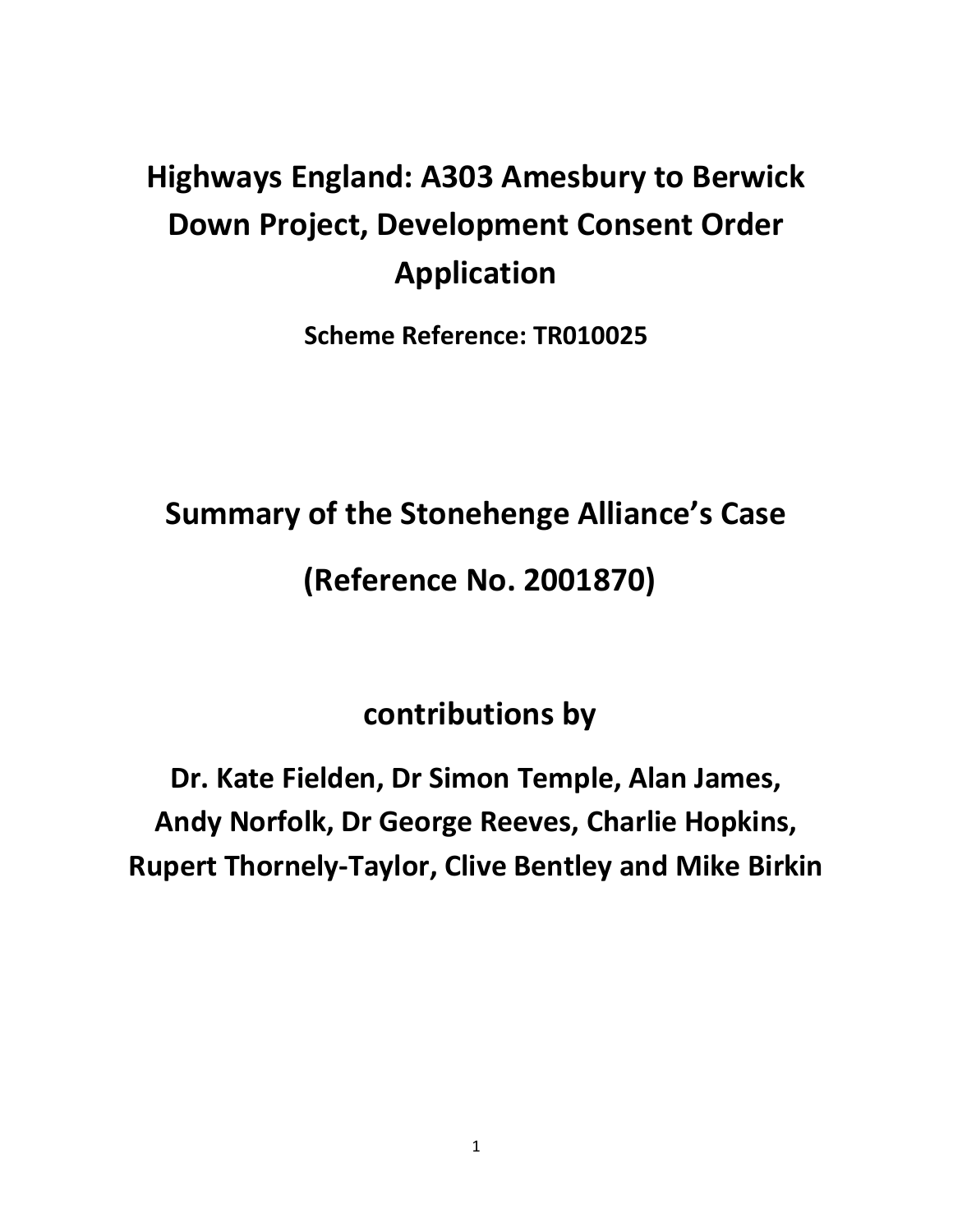# Highways England: A303 Amesbury to Berwick Down Project, Development Consent Order Application

**Scheme Reference: TR010025**

# Summary of the Stonehenge Alliance's Case

# (Reference No. 2001870)

## contributions by

## Dr. Kate Fielden, Dr Simon Temple, Alan James, Andy Norfolk, Dr George Reeves, Charlie Hopkins, Rupert Thornely-Taylor, Clive Bentley and Mike Birkin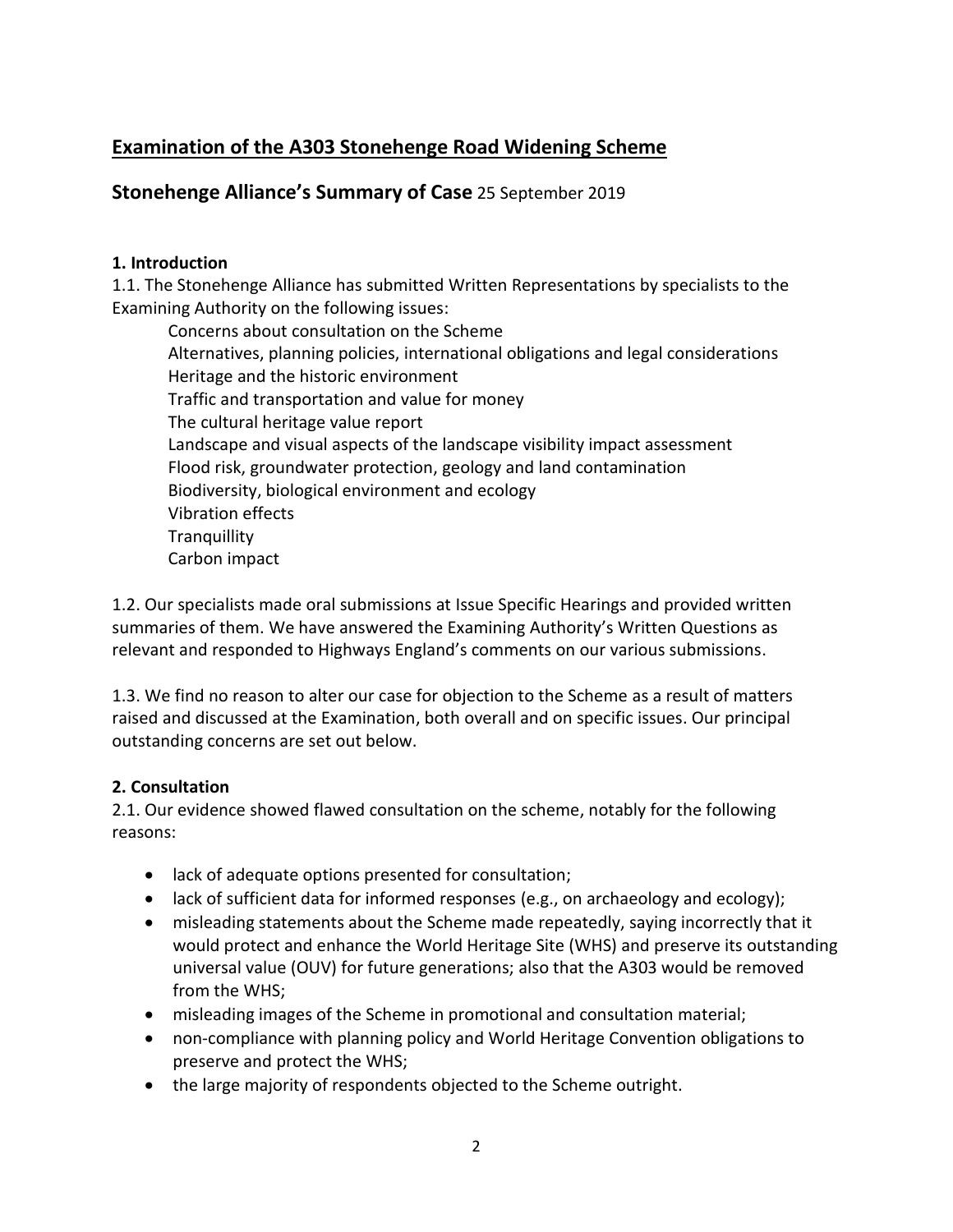# Examination of the A303 Stonehenge Road Widening Scheme

## Stonehenge Alliance's Summary of Case 25 September 2019

### 1. Introduction

1.1. The Stonehenge Alliance has submitted Written Representations by specialists to the Examining Authority on the following issues:

Concerns about consultation on the Scheme
Alternatives, planning policies, international obligations and legal considerations
Heritage and the historic environment
Traffic and transportation and value for money
The cultural heritage value report
Landscape and visual aspects of the landscape visibility impact assessment
Flood risk, groundwater protection, geology and land contamination
Biodiversity, biological environment and ecology
Vibration effects
Tranquillity
Carbon impact

1.2. Our specialists made oral submissions at Issue Specific Hearings and provided written summaries of them. We have answered the Examining Authority's Written Questions as relevant and responded to Highways England's comments on our various submissions.

1.3. We find no reason to alter our case for objection to the Scheme as a result of matters raised and discussed at the Examination, both overall and on specific issues. Our principal outstanding concerns are set out below.

### 2. Consultation

2.1. Our evidence showed flawed consultation on the scheme, notably for the following reasons:

- lack of adequate options presented for consultation;
- lack of sufficient data for informed responses (e.g., on archaeology and ecology);
- misleading statements about the Scheme made repeatedly, saying incorrectly that it would protect and enhance the World Heritage Site (WHS) and preserve its outstanding universal value (OUV) for future generations; also that the A303 would be removed from the WHS;
- misleading images of the Scheme in promotional and consultation material;
- non-compliance with planning policy and World Heritage Convention obligations to preserve and protect the WHS;
- the large majority of respondents objected to the Scheme outright.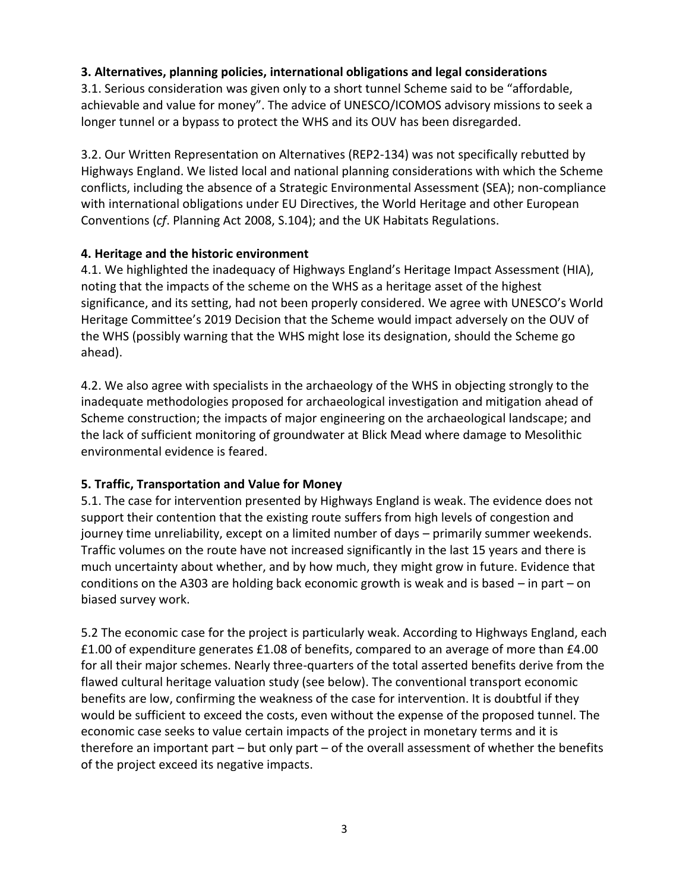### 3. Alternatives, planning policies, international obligations and legal considerations

3.1. Serious consideration was given only to a short tunnel Scheme said to be "affordable, achievable and value for money". The advice of UNESCO/ICOMOS advisory missions to seek a longer tunnel or a bypass to protect the WHS and its OUV has been disregarded.

3.2. Our Written Representation on Alternatives (REP2-134) was not specifically rebutted by Highways England. We listed local and national planning considerations with which the Scheme conflicts, including the absence of a Strategic Environmental Assessment (SEA); non-compliance with international obligations under EU Directives, the World Heritage and other European Conventions (*cf*. Planning Act 2008, S.104); and the UK Habitats Regulations.

### 4. Heritage and the historic environment

4.1. We highlighted the inadequacy of Highways England's Heritage Impact Assessment (HIA), noting that the impacts of the scheme on the WHS as a heritage asset of the highest significance, and its setting, had not been properly considered. We agree with UNESCO's World Heritage Committee's 2019 Decision that the Scheme would impact adversely on the OUV of the WHS (possibly warning that the WHS might lose its designation, should the Scheme go ahead).

4.2. We also agree with specialists in the archaeology of the WHS in objecting strongly to the inadequate methodologies proposed for archaeological investigation and mitigation ahead of Scheme construction; the impacts of major engineering on the archaeological landscape; and the lack of sufficient monitoring of groundwater at Blick Mead where damage to Mesolithic environmental evidence is feared.

### 5. Traffic, Transportation and Value for Money

5.1. The case for intervention presented by Highways England is weak. The evidence does not support their contention that the existing route suffers from high levels of congestion and journey time unreliability, except on a limited number of days – primarily summer weekends. Traffic volumes on the route have not increased significantly in the last 15 years and there is much uncertainty about whether, and by how much, they might grow in future. Evidence that conditions on the A303 are holding back economic growth is weak and is based – in part – on biased survey work.

5.2 The economic case for the project is particularly weak. According to Highways England, each £1.00 of expenditure generates £1.08 of benefits, compared to an average of more than £4.00 for all their major schemes. Nearly three-quarters of the total asserted benefits derive from the flawed cultural heritage valuation study (see below). The conventional transport economic benefits are low, confirming the weakness of the case for intervention. It is doubtful if they would be sufficient to exceed the costs, even without the expense of the proposed tunnel. The economic case seeks to value certain impacts of the project in monetary terms and it is therefore an important part – but only part – of the overall assessment of whether the benefits of the project exceed its negative impacts.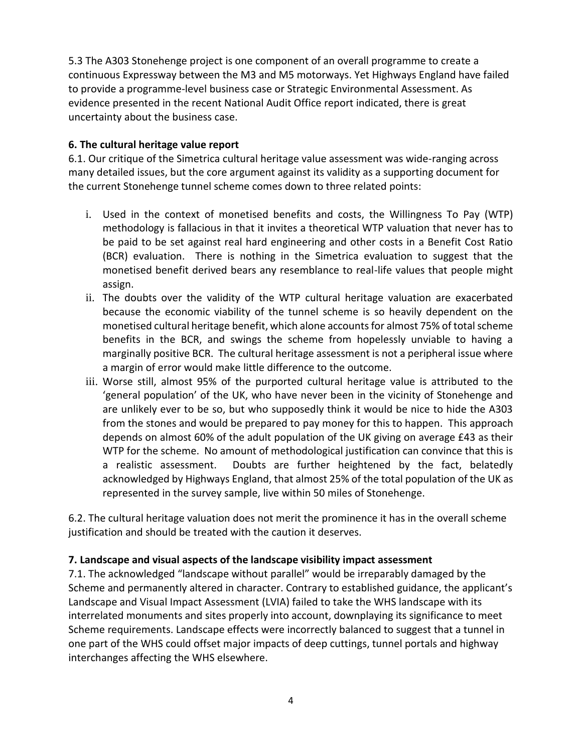5.3 The A303 Stonehenge project is one component of an overall programme to create a continuous Expressway between the M3 and M5 motorways. Yet Highways England have failed to provide a programme-level business case or Strategic Environmental Assessment. As evidence presented in the recent National Audit Office report indicated, there is great uncertainty about the business case.

**6. The cultural heritage value report**

6.1. Our critique of the Simetrica cultural heritage value assessment was wide-ranging across many detailed issues, but the core argument against its validity as a supporting document for the current Stonehenge tunnel scheme comes down to three related points:

i. Used in the context of monetised benefits and costs, the Willingness To Pay (WTP) methodology is fallacious in that it invites a theoretical WTP valuation that never has to be paid to be set against real hard engineering and other costs in a Benefit Cost Ratio (BCR) evaluation. There is nothing in the Simetrica evaluation to suggest that the monetised benefit derived bears any resemblance to real-life values that people might assign.

ii. The doubts over the validity of the WTP cultural heritage valuation are exacerbated because the economic viability of the tunnel scheme is so heavily dependent on the monetised cultural heritage benefit, which alone accounts for almost 75% of total scheme benefits in the BCR, and swings the scheme from hopelessly unviable to having a marginally positive BCR. The cultural heritage assessment is not a peripheral issue where a margin of error would make little difference to the outcome.

iii. Worse still, almost 95% of the purported cultural heritage value is attributed to the 'general population' of the UK, who have never been in the vicinity of Stonehenge and are unlikely ever to be so, but who supposedly think it would be nice to hide the A303 from the stones and would be prepared to pay money for this to happen. This approach depends on almost 60% of the adult population of the UK giving on average £43 as their WTP for the scheme. No amount of methodological justification can convince that this is a realistic assessment. Doubts are further heightened by the fact, belatedly acknowledged by Highways England, that almost 25% of the total population of the UK as represented in the survey sample, live within 50 miles of Stonehenge.

6.2. The cultural heritage valuation does not merit the prominence it has in the overall scheme justification and should be treated with the caution it deserves.

**7. Landscape and visual aspects of the landscape visibility impact assessment**

7.1. The acknowledged "landscape without parallel" would be irreparably damaged by the Scheme and permanently altered in character. Contrary to established guidance, the applicant's Landscape and Visual Impact Assessment (LVIA) failed to take the WHS landscape with its interrelated monuments and sites properly into account, downplaying its significance to meet Scheme requirements. Landscape effects were incorrectly balanced to suggest that a tunnel in one part of the WHS could offset major impacts of deep cuttings, tunnel portals and highway interchanges affecting the WHS elsewhere.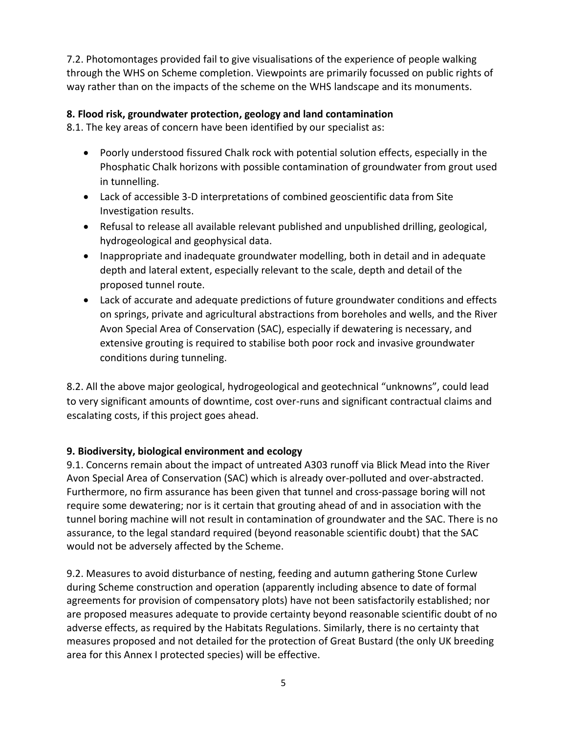7.2. Photomontages provided fail to give visualisations of the experience of people walking through the WHS on Scheme completion. Viewpoints are primarily focussed on public rights of way rather than on the impacts of the scheme on the WHS landscape and its monuments.

**8. Flood risk, groundwater protection, geology and land contamination**

8.1. The key areas of concern have been identified by our specialist as:

- Poorly understood fissured Chalk rock with potential solution effects, especially in the Phosphatic Chalk horizons with possible contamination of groundwater from grout used in tunnelling.
- Lack of accessible 3-D interpretations of combined geoscientific data from Site Investigation results.
- Refusal to release all available relevant published and unpublished drilling, geological, hydrogeological and geophysical data.
- Inappropriate and inadequate groundwater modelling, both in detail and in adequate depth and lateral extent, especially relevant to the scale, depth and detail of the proposed tunnel route.
- Lack of accurate and adequate predictions of future groundwater conditions and effects on springs, private and agricultural abstractions from boreholes and wells, and the River Avon Special Area of Conservation (SAC), especially if dewatering is necessary, and extensive grouting is required to stabilise both poor rock and invasive groundwater conditions during tunneling.

8.2. All the above major geological, hydrogeological and geotechnical "unknowns", could lead to very significant amounts of downtime, cost over-runs and significant contractual claims and escalating costs, if this project goes ahead.

**9. Biodiversity, biological environment and ecology**

9.1. Concerns remain about the impact of untreated A303 runoff via Blick Mead into the River Avon Special Area of Conservation (SAC) which is already over-polluted and over-abstracted. Furthermore, no firm assurance has been given that tunnel and cross-passage boring will not require some dewatering; nor is it certain that grouting ahead of and in association with the tunnel boring machine will not result in contamination of groundwater and the SAC. There is no assurance, to the legal standard required (beyond reasonable scientific doubt) that the SAC would not be adversely affected by the Scheme.

9.2. Measures to avoid disturbance of nesting, feeding and autumn gathering Stone Curlew during Scheme construction and operation (apparently including absence to date of formal agreements for provision of compensatory plots) have not been satisfactorily established; nor are proposed measures adequate to provide certainty beyond reasonable scientific doubt of no adverse effects, as required by the Habitats Regulations. Similarly, there is no certainty that measures proposed and not detailed for the protection of Great Bustard (the only UK breeding area for this Annex I protected species) will be effective.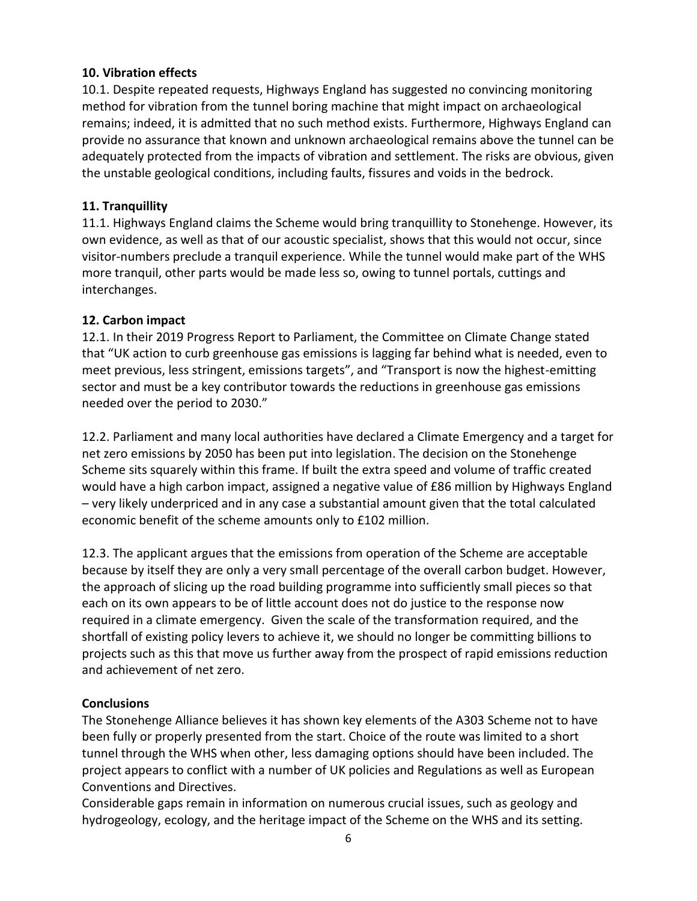**10. Vibration effects**

10.1. Despite repeated requests, Highways England has suggested no convincing monitoring method for vibration from the tunnel boring machine that might impact on archaeological remains; indeed, it is admitted that no such method exists. Furthermore, Highways England can provide no assurance that known and unknown archaeological remains above the tunnel can be adequately protected from the impacts of vibration and settlement. The risks are obvious, given the unstable geological conditions, including faults, fissures and voids in the bedrock.

**11. Tranquillity**

11.1. Highways England claims the Scheme would bring tranquillity to Stonehenge. However, its own evidence, as well as that of our acoustic specialist, shows that this would not occur, since visitor-numbers preclude a tranquil experience. While the tunnel would make part of the WHS more tranquil, other parts would be made less so, owing to tunnel portals, cuttings and interchanges.

**12. Carbon impact**

12.1. In their 2019 Progress Report to Parliament, the Committee on Climate Change stated that "UK action to curb greenhouse gas emissions is lagging far behind what is needed, even to meet previous, less stringent, emissions targets", and "Transport is now the highest-emitting sector and must be a key contributor towards the reductions in greenhouse gas emissions needed over the period to 2030."

12.2. Parliament and many local authorities have declared a Climate Emergency and a target for net zero emissions by 2050 has been put into legislation. The decision on the Stonehenge Scheme sits squarely within this frame. If built the extra speed and volume of traffic created would have a high carbon impact, assigned a negative value of £86 million by Highways England – very likely underpriced and in any case a substantial amount given that the total calculated economic benefit of the scheme amounts only to £102 million.

12.3. The applicant argues that the emissions from operation of the Scheme are acceptable because by itself they are only a very small percentage of the overall carbon budget. However, the approach of slicing up the road building programme into sufficiently small pieces so that each on its own appears to be of little account does not do justice to the response now required in a climate emergency. Given the scale of the transformation required, and the shortfall of existing policy levers to achieve it, we should no longer be committing billions to projects such as this that move us further away from the prospect of rapid emissions reduction and achievement of net zero.

**Conclusions**

The Stonehenge Alliance believes it has shown key elements of the A303 Scheme not to have been fully or properly presented from the start. Choice of the route was limited to a short tunnel through the WHS when other, less damaging options should have been included. The project appears to conflict with a number of UK policies and Regulations as well as European Conventions and Directives.

Considerable gaps remain in information on numerous crucial issues, such as geology and hydrogeology, ecology, and the heritage impact of the Scheme on the WHS and its setting.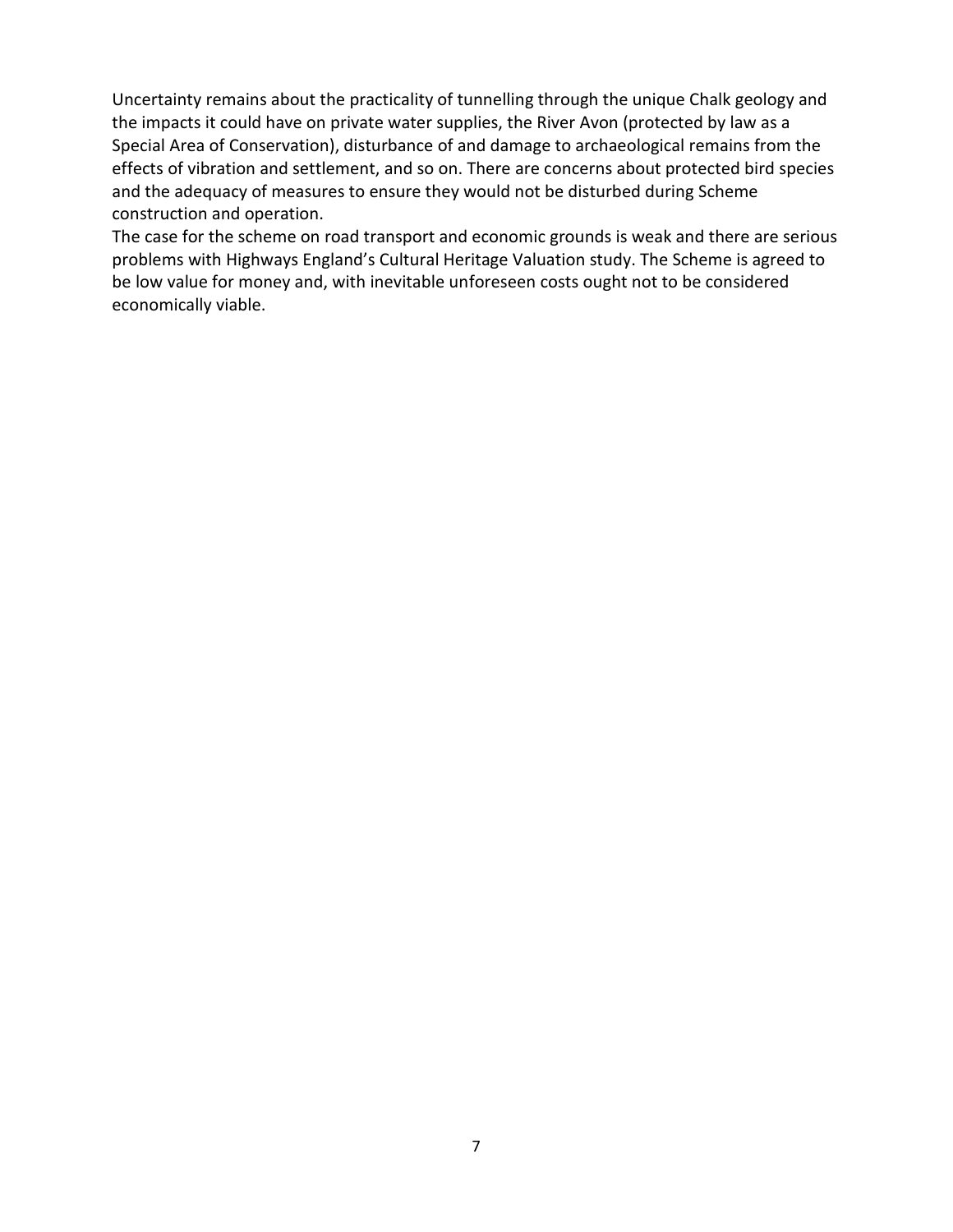Uncertainty remains about the practicality of tunnelling through the unique Chalk geology and the impacts it could have on private water supplies, the River Avon (protected by law as a Special Area of Conservation), disturbance of and damage to archaeological remains from the effects of vibration and settlement, and so on. There are concerns about protected bird species and the adequacy of measures to ensure they would not be disturbed during Scheme construction and operation.

The case for the scheme on road transport and economic grounds is weak and there are serious problems with Highways England's Cultural Heritage Valuation study. The Scheme is agreed to be low value for money and, with inevitable unforeseen costs ought not to be considered economically viable.